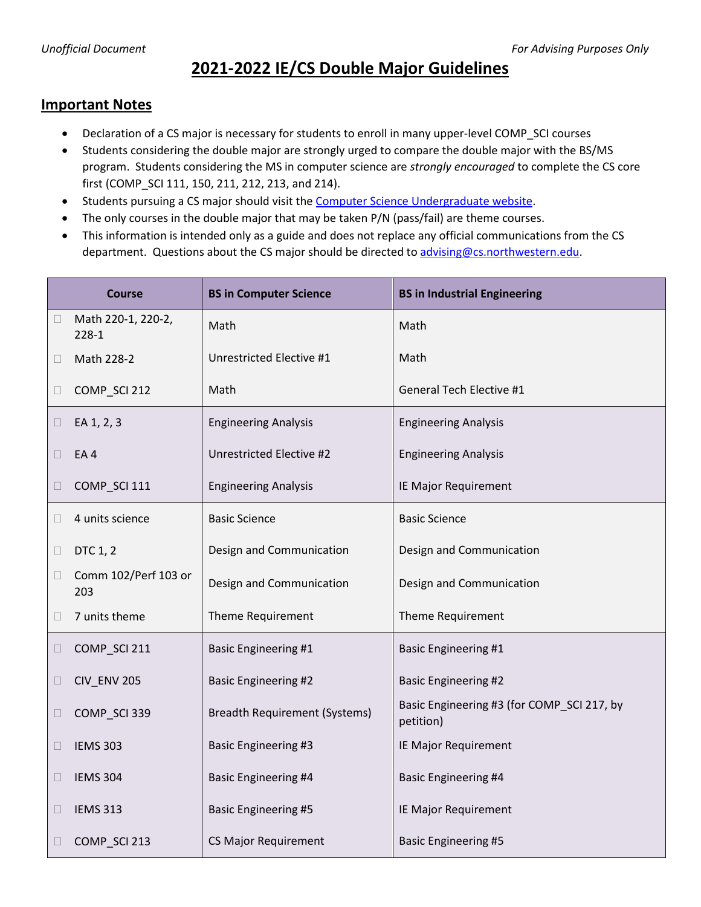Unofficial Document | For Advising Purposes Only

# 2021-2022 IE/CS Double Major Guidelines

## Important Notes

- Declaration of a CS major is necessary for students to enroll in many upper-level COMP_SCI courses
- Students considering the double major are strongly urged to compare the double major with the BS/MS program. Students considering the MS in computer science are *strongly encouraged* to complete the CS core first (COMP_SCI 111, 150, 211, 212, 213, and 214).
- Students pursuing a CS major should visit the [Computer Science Undergraduate website](#).
- The only courses in the double major that may be taken P/N (pass/fail) are theme courses.
- This information is intended only as a guide and does not replace any official communications from the CS department. Questions about the CS major should be directed to [advising@cs.northwestern.edu](mailto:advising@cs.northwestern.edu).

| Course | BS in Computer Science | BS in Industrial Engineering |
|---|---|---|
| ☐ Math 220-1, 220-2, 228-1 | Math | Math |
| ☐ Math 228-2 | Unrestricted Elective #1 | Math |
| ☐ COMP_SCI 212 | Math | General Tech Elective #1 |
| ☐ EA 1, 2, 3 | Engineering Analysis | Engineering Analysis |
| ☐ EA 4 | Unrestricted Elective #2 | Engineering Analysis |
| ☐ COMP_SCI 111 | Engineering Analysis | IE Major Requirement |
| ☐ 4 units science | Basic Science | Basic Science |
| ☐ DTC 1, 2 | Design and Communication | Design and Communication |
| ☐ Comm 102/Perf 103 or 203 | Design and Communication | Design and Communication |
| ☐ 7 units theme | Theme Requirement | Theme Requirement |
| ☐ COMP_SCI 211 | Basic Engineering #1 | Basic Engineering #1 |
| ☐ CIV_ENV 205 | Basic Engineering #2 | Basic Engineering #2 |
| ☐ COMP_SCI 339 | Breadth Requirement (Systems) | Basic Engineering #3 (for COMP_SCI 217, by petition) |
| ☐ IEMS 303 | Basic Engineering #3 | IE Major Requirement |
| ☐ IEMS 304 | Basic Engineering #4 | Basic Engineering #4 |
| ☐ IEMS 313 | Basic Engineering #5 | IE Major Requirement |
| ☐ COMP_SCI 213 | CS Major Requirement | Basic Engineering #5 |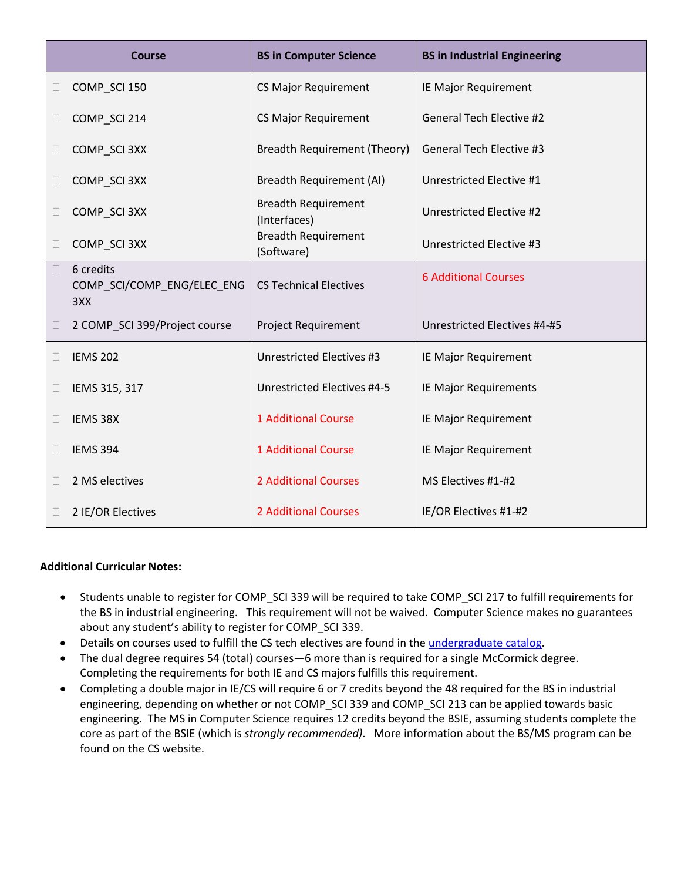| Course | BS in Computer Science | BS in Industrial Engineering |
|---|---|---|
| ☐ COMP_SCI 150 | CS Major Requirement | IE Major Requirement |
| ☐ COMP_SCI 214 | CS Major Requirement | General Tech Elective #2 |
| ☐ COMP_SCI 3XX | Breadth Requirement (Theory) | General Tech Elective #3 |
| ☐ COMP_SCI 3XX | Breadth Requirement (AI) | Unrestricted Elective #1 |
| ☐ COMP_SCI 3XX | Breadth Requirement (Interfaces) | Unrestricted Elective #2 |
| ☐ COMP_SCI 3XX | Breadth Requirement (Software) | Unrestricted Elective #3 |
| ☐ 6 credits COMP_SCI/COMP_ENG/ELEC_ENG 3XX | CS Technical Electives | 6 Additional Courses |
| ☐ 2 COMP_SCI 399/Project course | Project Requirement | Unrestricted Electives #4-#5 |
| ☐ IEMS 202 | Unrestricted Electives #3 | IE Major Requirement |
| ☐ IEMS 315, 317 | Unrestricted Electives #4-5 | IE Major Requirements |
| ☐ IEMS 38X | 1 Additional Course | IE Major Requirement |
| ☐ IEMS 394 | 1 Additional Course | IE Major Requirement |
| ☐ 2 MS electives | 2 Additional Courses | MS Electives #1-#2 |
| ☐ 2 IE/OR Electives | 2 Additional Courses | IE/OR Electives #1-#2 |

**Additional Curricular Notes:**

- Students unable to register for COMP_SCI 339 will be required to take COMP_SCI 217 to fulfill requirements for the BS in industrial engineering. This requirement will not be waived. Computer Science makes no guarantees about any student's ability to register for COMP_SCI 339.
- Details on courses used to fulfill the CS tech electives are found in the undergraduate catalog.
- The dual degree requires 54 (total) courses—6 more than is required for a single McCormick degree. Completing the requirements for both IE and CS majors fulfills this requirement.
- Completing a double major in IE/CS will require 6 or 7 credits beyond the 48 required for the BS in industrial engineering, depending on whether or not COMP_SCI 339 and COMP_SCI 213 can be applied towards basic engineering. The MS in Computer Science requires 12 credits beyond the BSIE, assuming students complete the core as part of the BSIE (which is *strongly recommended)*. More information about the BS/MS program can be found on the CS website.